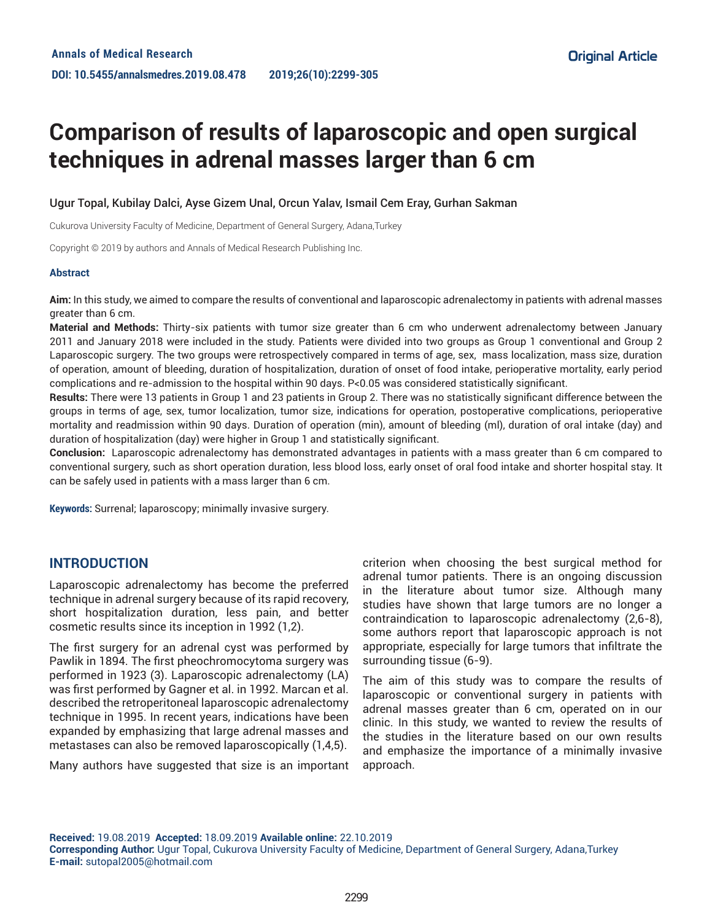Original Article

# Comparison of results of laparoscopic and open surgical techniques in adrenal masses larger than 6 cm

Ugur Topal, Kubilay Dalci, Ayse Gizem Unal, Orcun Yalav, Ismail Cem Eray, Gurhan Sakman

Cukurova University Faculty of Medicine, Department of General Surgery, Adana,Turkey

Copyright © 2019 by authors and Annals of Medical Research Publishing Inc.

## Abstract

**Aim:** In this study, we aimed to compare the results of conventional and laparoscopic adrenalectomy in patients with adrenal masses greater than 6 cm.

**Material and Methods:** Thirty-six patients with tumor size greater than 6 cm who underwent adrenalectomy between January 2011 and January 2018 were included in the study. Patients were divided into two groups as Group 1 conventional and Group 2 Laparoscopic surgery. The two groups were retrospectively compared in terms of age, sex, mass localization, mass size, duration of operation, amount of bleeding, duration of hospitalization, duration of onset of food intake, perioperative mortality, early period complications and re-admission to the hospital within 90 days. P<0.05 was considered statistically significant.

**Results:** There were 13 patients in Group 1 and 23 patients in Group 2. There was no statistically significant difference between the groups in terms of age, sex, tumor localization, tumor size, indications for operation, postoperative complications, perioperative mortality and readmission within 90 days. Duration of operation (min), amount of bleeding (ml), duration of oral intake (day) and duration of hospitalization (day) were higher in Group 1 and statistically significant.

**Conclusion:** Laparoscopic adrenalectomy has demonstrated advantages in patients with a mass greater than 6 cm compared to conventional surgery, such as short operation duration, less blood loss, early onset of oral food intake and shorter hospital stay. It can be safely used in patients with a mass larger than 6 cm.

**Keywords:** Surrenal; laparoscopy; minimally invasive surgery.

## INTRODUCTION

Laparoscopic adrenalectomy has become the preferred technique in adrenal surgery because of its rapid recovery, short hospitalization duration, less pain, and better cosmetic results since its inception in 1992 (1,2).

The first surgery for an adrenal cyst was performed by Pawlik in 1894. The first pheochromocytoma surgery was performed in 1923 (3). Laparoscopic adrenalectomy (LA) was first performed by Gagner et al. in 1992. Marcan et al. described the retroperitoneal laparoscopic adrenalectomy technique in 1995. In recent years, indications have been expanded by emphasizing that large adrenal masses and metastases can also be removed laparoscopically (1,4,5).

Many authors have suggested that size is an important criterion when choosing the best surgical method for adrenal tumor patients. There is an ongoing discussion in the literature about tumor size. Although many studies have shown that large tumors are no longer a contraindication to laparoscopic adrenalectomy (2,6-8), some authors report that laparoscopic approach is not appropriate, especially for large tumors that infiltrate the surrounding tissue (6-9).

The aim of this study was to compare the results of laparoscopic or conventional surgery in patients with adrenal masses greater than 6 cm, operated on in our clinic. In this study, we wanted to review the results of the studies in the literature based on our own results and emphasize the importance of a minimally invasive approach.

**Received:** 19.08.2019 **Accepted:** 18.09.2019 **Available online:** 22.10.2019
**Corresponding Author:** Ugur Topal, Cukurova University Faculty of Medicine, Department of General Surgery, Adana,Turkey
**E-mail:** sutopal2005@hotmail.com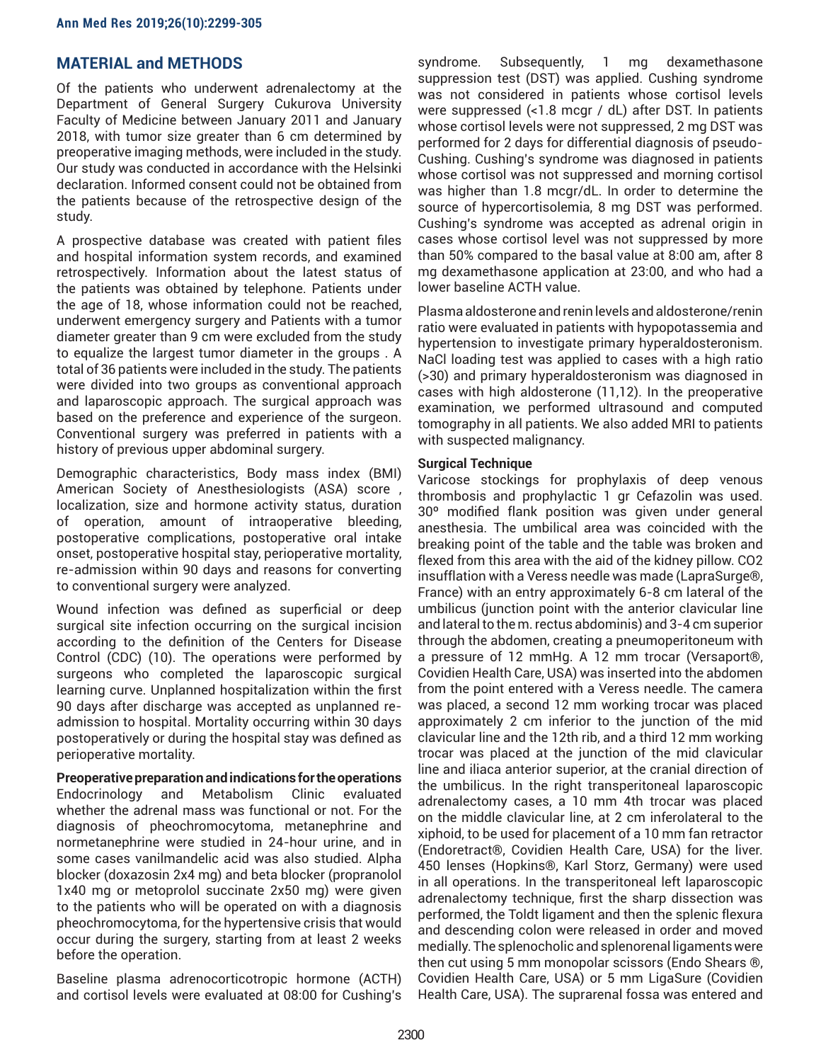## MATERIAL and METHODS

Of the patients who underwent adrenalectomy at the Department of General Surgery Cukurova University Faculty of Medicine between January 2011 and January 2018, with tumor size greater than 6 cm determined by preoperative imaging methods, were included in the study. Our study was conducted in accordance with the Helsinki declaration. Informed consent could not be obtained from the patients because of the retrospective design of the study.

A prospective database was created with patient files and hospital information system records, and examined retrospectively. Information about the latest status of the patients was obtained by telephone. Patients under the age of 18, whose information could not be reached, underwent emergency surgery and Patients with a tumor diameter greater than 9 cm were excluded from the study to equalize the largest tumor diameter in the groups . A total of 36 patients were included in the study. The patients were divided into two groups as conventional approach and laparoscopic approach. The surgical approach was based on the preference and experience of the surgeon. Conventional surgery was preferred in patients with a history of previous upper abdominal surgery.

Demographic characteristics, Body mass index (BMI) American Society of Anesthesiologists (ASA) score , localization, size and hormone activity status, duration of operation, amount of intraoperative bleeding, postoperative complications, postoperative oral intake onset, postoperative hospital stay, perioperative mortality, re-admission within 90 days and reasons for converting to conventional surgery were analyzed.

Wound infection was defined as superficial or deep surgical site infection occurring on the surgical incision according to the definition of the Centers for Disease Control (CDC) (10). The operations were performed by surgeons who completed the laparoscopic surgical learning curve. Unplanned hospitalization within the first 90 days after discharge was accepted as unplanned re-admission to hospital. Mortality occurring within 30 days postoperatively or during the hospital stay was defined as perioperative mortality.

**Preoperative preparation and indications for the operations**
Endocrinology and Metabolism Clinic evaluated whether the adrenal mass was functional or not. For the diagnosis of pheochromocytoma, metanephrine and normetanephrine were studied in 24-hour urine, and in some cases vanilmandelic acid was also studied. Alpha blocker (doxazosin 2x4 mg) and beta blocker (propranolol 1x40 mg or metoprolol succinate 2x50 mg) were given to the patients who will be operated on with a diagnosis pheochromocytoma, for the hypertensive crisis that would occur during the surgery, starting from at least 2 weeks before the operation.

Baseline plasma adrenocorticotropic hormone (ACTH) and cortisol levels were evaluated at 08:00 for Cushing's syndrome. Subsequently, 1 mg dexamethasone suppression test (DST) was applied. Cushing syndrome was not considered in patients whose cortisol levels were suppressed (<1.8 mcgr / dL) after DST. In patients whose cortisol levels were not suppressed, 2 mg DST was performed for 2 days for differential diagnosis of pseudo-Cushing. Cushing's syndrome was diagnosed in patients whose cortisol was not suppressed and morning cortisol was higher than 1.8 mcgr/dL. In order to determine the source of hypercortisolemia, 8 mg DST was performed. Cushing's syndrome was accepted as adrenal origin in cases whose cortisol level was not suppressed by more than 50% compared to the basal value at 8:00 am, after 8 mg dexamethasone application at 23:00, and who had a lower baseline ACTH value.

Plasma aldosterone and renin levels and aldosterone/renin ratio were evaluated in patients with hypopotassemia and hypertension to investigate primary hyperaldosteronism. NaCl loading test was applied to cases with a high ratio (>30) and primary hyperaldosteronism was diagnosed in cases with high aldosterone (11,12). In the preoperative examination, we performed ultrasound and computed tomography in all patients. We also added MRI to patients with suspected malignancy.

**Surgical Technique**
Varicose stockings for prophylaxis of deep venous thrombosis and prophylactic 1 gr Cefazolin was used. 30º modified flank position was given under general anesthesia. The umbilical area was coincided with the breaking point of the table and the table was broken and flexed from this area with the aid of the kidney pillow. $CO_2$ insufflation with a Veress needle was made (LapraSurge®, France) with an entry approximately 6-8 cm lateral of the umbilicus (junction point with the anterior clavicular line and lateral to the m. rectus abdominis) and 3-4 cm superior through the abdomen, creating a pneumoperitoneum with a pressure of 12 mmHg. A 12 mm trocar (Versaport®, Covidien Health Care, USA) was inserted into the abdomen from the point entered with a Veress needle. The camera was placed, a second 12 mm working trocar was placed approximately 2 cm inferior to the junction of the mid clavicular line and the 12th rib, and a third 12 mm working trocar was placed at the junction of the mid clavicular line and iliaca anterior superior, at the cranial direction of the umbilicus. In the right transperitoneal laparoscopic adrenalectomy cases, a 10 mm 4th trocar was placed on the middle clavicular line, at 2 cm inferolateral to the xiphoid, to be used for placement of a 10 mm fan retractor (Endoretract®, Covidien Health Care, USA) for the liver. 450 lenses (Hopkins®, Karl Storz, Germany) were used in all operations. In the transperitoneal left laparoscopic adrenalectomy technique, first the sharp dissection was performed, the Toldt ligament and then the splenic flexura and descending colon were released in order and moved medially. The splenocholic and splenorenal ligaments were then cut using 5 mm monopolar scissors (Endo Shears ®, Covidien Health Care, USA) or 5 mm LigaSure (Covidien Health Care, USA). The suprarenal fossa was entered and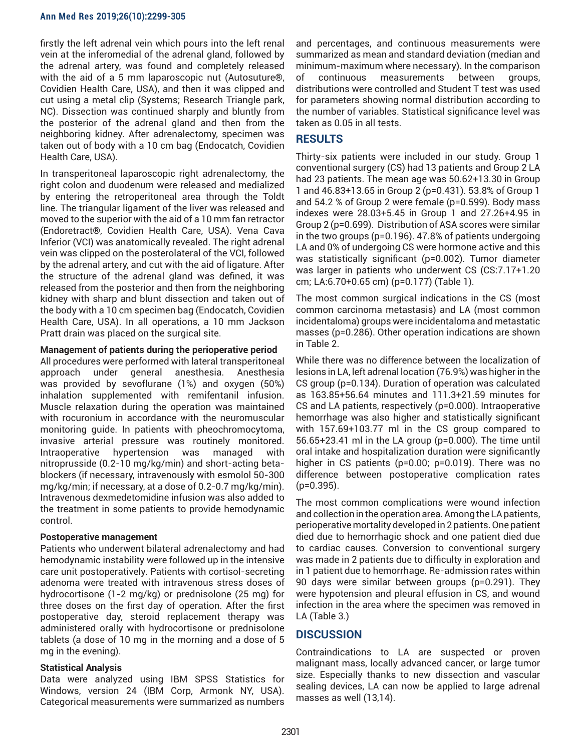firstly the left adrenal vein which pours into the left renal vein at the inferomedial of the adrenal gland, followed by the adrenal artery, was found and completely released with the aid of a 5 mm laparoscopic nut (Autosuture®, Covidien Health Care, USA), and then it was clipped and cut using a metal clip (Systems; Research Triangle park, NC). Dissection was continued sharply and bluntly from the posterior of the adrenal gland and then from the neighboring kidney. After adrenalectomy, specimen was taken out of body with a 10 cm bag (Endocatch, Covidien Health Care, USA).

In transperitoneal laparoscopic right adrenalectomy, the right colon and duodenum were released and medialized by entering the retroperitoneal area through the Toldt line. The triangular ligament of the liver was released and moved to the superior with the aid of a 10 mm fan retractor (Endoretract®, Covidien Health Care, USA). Vena Cava Inferior (VCI) was anatomically revealed. The right adrenal vein was clipped on the posterolateral of the VCI, followed by the adrenal artery, and cut with the aid of ligature. After the structure of the adrenal gland was defined, it was released from the posterior and then from the neighboring kidney with sharp and blunt dissection and taken out of the body with a 10 cm specimen bag (Endocatch, Covidien Health Care, USA). In all operations, a 10 mm Jackson Pratt drain was placed on the surgical site.

**Management of patients during the perioperative period**

All procedures were performed with lateral transperitoneal approach under general anesthesia. Anesthesia was provided by sevoflurane (1%) and oxygen (50%) inhalation supplemented with remifentanil infusion. Muscle relaxation during the operation was maintained with rocuronium in accordance with the neuromuscular monitoring guide. In patients with pheochromocytoma, invasive arterial pressure was routinely monitored. Intraoperative hypertension was managed with nitroprusside (0.2-10 mg/kg/min) and short-acting beta-blockers (if necessary, intravenously with esmolol 50-300 mg/kg/min; if necessary, at a dose of 0.2-0.7 mg/kg/min). Intravenous dexmedetomidine infusion was also added to the treatment in some patients to provide hemodynamic control.

**Postoperative management**

Patients who underwent bilateral adrenalectomy and had hemodynamic instability were followed up in the intensive care unit postoperatively. Patients with cortisol-secreting adenoma were treated with intravenous stress doses of hydrocortisone (1-2 mg/kg) or prednisolone (25 mg) for three doses on the first day of operation. After the first postoperative day, steroid replacement therapy was administered orally with hydrocortisone or prednisolone tablets (a dose of 10 mg in the morning and a dose of 5 mg in the evening).

**Statistical Analysis**

Data were analyzed using IBM SPSS Statistics for Windows, version 24 (IBM Corp, Armonk NY, USA). Categorical measurements were summarized as numbers and percentages, and continuous measurements were summarized as mean and standard deviation (median and minimum-maximum where necessary). In the comparison of continuous measurements between groups, distributions were controlled and Student T test was used for parameters showing normal distribution according to the number of variables. Statistical significance level was taken as 0.05 in all tests.

## RESULTS

Thirty-six patients were included in our study. Group 1 conventional surgery (CS) had 13 patients and Group 2 LA had 23 patients. The mean age was 50.62+13.30 in Group 1 and 46.83+13.65 in Group 2 (p=0.431). 53.8% of Group 1 and 54.2 % of Group 2 were female (p=0.599). Body mass indexes were 28.03+5.45 in Group 1 and 27.26+4.95 in Group 2 (p=0.699). Distribution of ASA scores were similar in the two groups (p=0.196). 47.8% of patients undergoing LA and 0% of undergoing CS were hormone active and this was statistically significant (p=0.002). Tumor diameter was larger in patients who underwent CS (CS:7.17+1.20 cm; LA:6.70+0.65 cm) (p=0.177) (Table 1).

The most common surgical indications in the CS (most common carcinoma metastasis) and LA (most common incidentaloma) groups were incidentaloma and metastatic masses (p=0.286). Other operation indications are shown in Table 2.

While there was no difference between the localization of lesions in LA, left adrenal location (76.9%) was higher in the CS group (p=0.134). Duration of operation was calculated as 163.85+56.64 minutes and 111.3+21.59 minutes for CS and LA patients, respectively (p=0.000). Intraoperative hemorrhage was also higher and statistically significant with 157.69+103.77 ml in the CS group compared to 56.65+23.41 ml in the LA group (p=0.000). The time until oral intake and hospitalization duration were significantly higher in CS patients (p=0.00; p=0.019). There was no difference between postoperative complication rates (p=0.395).

The most common complications were wound infection and collection in the operation area. Among the LA patients, perioperative mortality developed in 2 patients. One patient died due to hemorrhagic shock and one patient died due to cardiac causes. Conversion to conventional surgery was made in 2 patients due to difficulty in exploration and in 1 patient due to hemorrhage. Re-admission rates within 90 days were similar between groups (p=0.291). They were hypotension and pleural effusion in CS, and wound infection in the area where the specimen was removed in LA (Table 3.)

## DISCUSSION

Contraindications to LA are suspected or proven malignant mass, locally advanced cancer, or large tumor size. Especially thanks to new dissection and vascular sealing devices, LA can now be applied to large adrenal masses as well (13,14).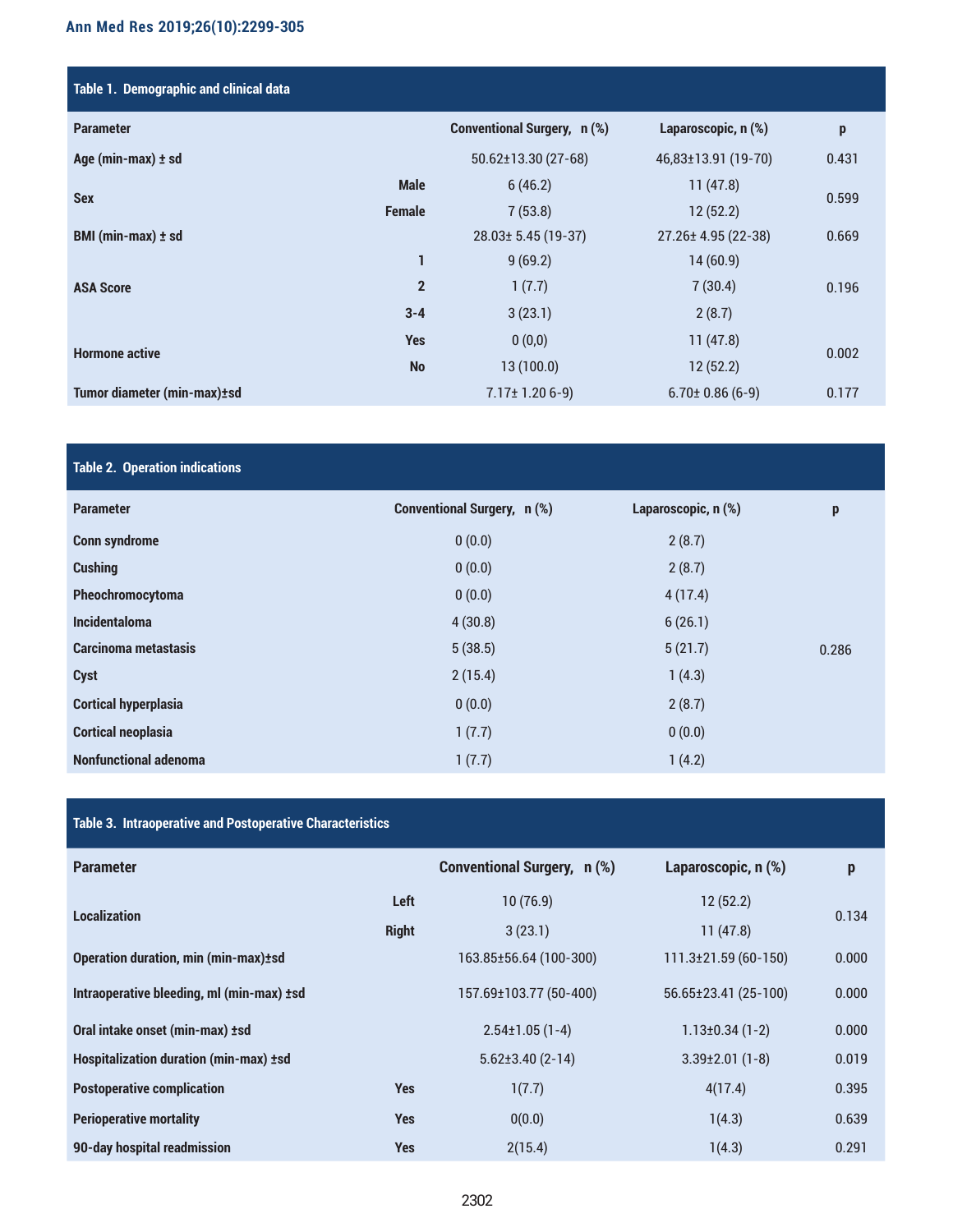**Table 1. Demographic and clinical data**

| Parameter | | Conventional Surgery, n (%) | Laparoscopic, n (%) | p |
|---|---|---|---|---|
| Age (min-max) ± sd | | 50.62±13.30 (27-68) | 46,83±13.91 (19-70) | 0.431 |
| Sex | Male | 6 (46.2) | 11 (47.8) | 0.599 |
| | Female | 7 (53.8) | 12 (52.2) | |
| BMI (min-max) ± sd | | 28.03± 5.45 (19-37) | 27.26± 4.95 (22-38) | 0.669 |
| ASA Score | 1 | 9 (69.2) | 14 (60.9) | 0.196 |
| | 2 | 1 (7.7) | 7 (30.4) | |
| | 3-4 | 3 (23.1) | 2 (8.7) | |
| Hormone active | Yes | 0 (0,0) | 11 (47.8) | 0.002 |
| | No | 13 (100.0) | 12 (52.2) | |
| Tumor diameter (min-max)±sd | | 7.17± 1.20 6-9) | 6.70± 0.86 (6-9) | 0.177 |

**Table 2. Operation indications**

| Parameter | Conventional Surgery, n (%) | Laparoscopic, n (%) | p |
|---|---|---|---|
| Conn syndrome | 0 (0.0) | 2 (8.7) | 0.286 |
| Cushing | 0 (0.0) | 2 (8.7) | |
| Pheochromocytoma | 0 (0.0) | 4 (17.4) | |
| Incidentaloma | 4 (30.8) | 6 (26.1) | |
| Carcinoma metastasis | 5 (38.5) | 5 (21.7) | |
| Cyst | 2 (15.4) | 1 (4.3) | |
| Cortical hyperplasia | 0 (0.0) | 2 (8.7) | |
| Cortical neoplasia | 1 (7.7) | 0 (0.0) | |
| Nonfunctional adenoma | 1 (7.7) | 1 (4.2) | |

**Table 3. Intraoperative and Postoperative Characteristics**

| Parameter | | Conventional Surgery, n (%) | Laparoscopic, n (%) | p |
|---|---|---|---|---|
| Localization | Left | 10 (76.9) | 12 (52.2) | 0.134 |
| | Right | 3 (23.1) | 11 (47.8) | |
| Operation duration, min (min-max)±sd | | 163.85±56.64 (100-300) | 111.3±21.59 (60-150) | 0.000 |
| Intraoperative bleeding, ml (min-max) ±sd | | 157.69±103.77 (50-400) | 56.65±23.41 (25-100) | 0.000 |
| Oral intake onset (min-max) ±sd | | 2.54±1.05 (1-4) | 1.13±0.34 (1-2) | 0.000 |
| Hospitalization duration (min-max) ±sd | | 5.62±3.40 (2-14) | 3.39±2.01 (1-8) | 0.019 |
| Postoperative complication | Yes | 1(7.7) | 4(17.4) | 0.395 |
| Perioperative mortality | Yes | 0(0.0) | 1(4.3) | 0.639 |
| 90-day hospital readmission | Yes | 2(15.4) | 1(4.3) | 0.291 |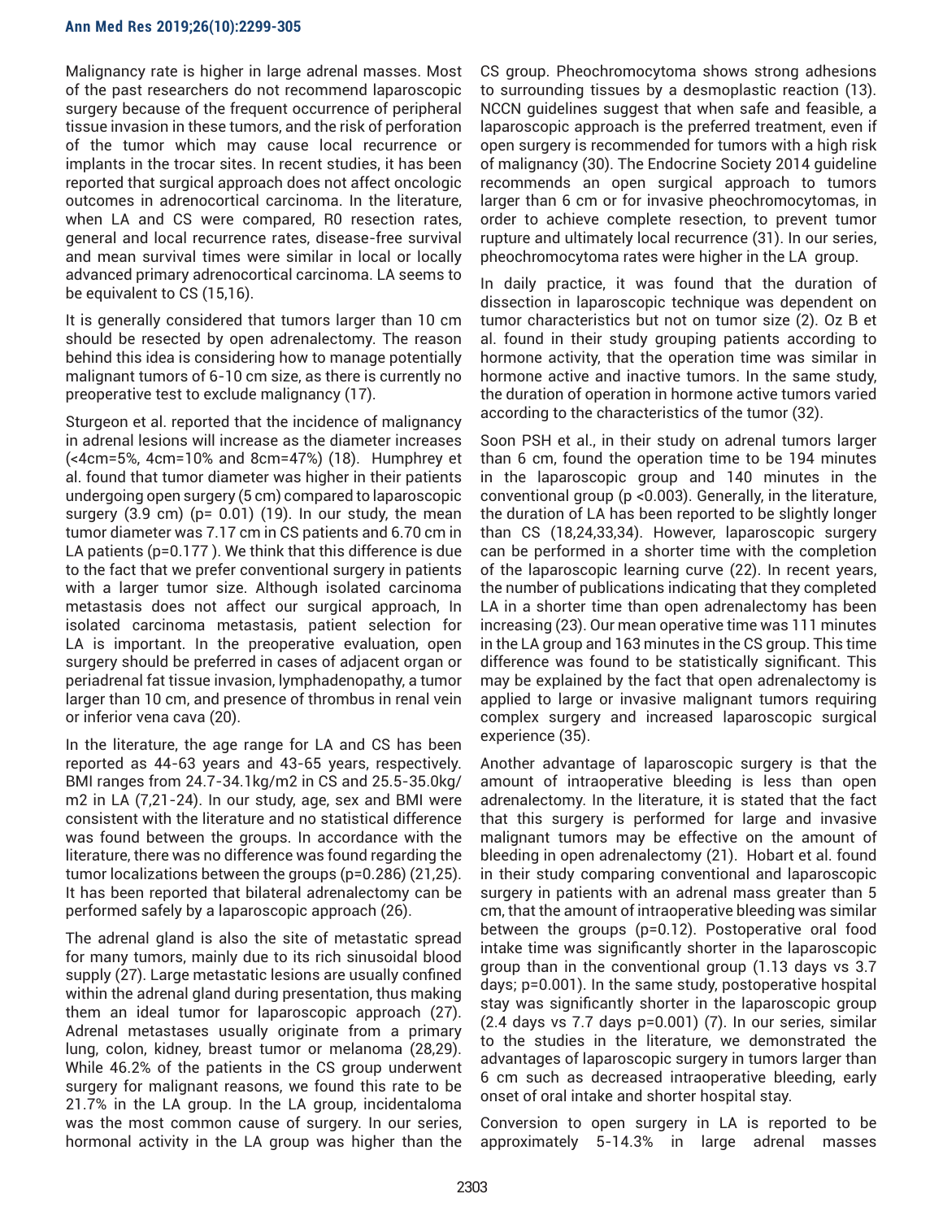Malignancy rate is higher in large adrenal masses. Most of the past researchers do not recommend laparoscopic surgery because of the frequent occurrence of peripheral tissue invasion in these tumors, and the risk of perforation of the tumor which may cause local recurrence or implants in the trocar sites. In recent studies, it has been reported that surgical approach does not affect oncologic outcomes in adrenocortical carcinoma. In the literature, when LA and CS were compared, R0 resection rates, general and local recurrence rates, disease-free survival and mean survival times were similar in local or locally advanced primary adrenocortical carcinoma. LA seems to be equivalent to CS (15,16).

It is generally considered that tumors larger than 10 cm should be resected by open adrenalectomy. The reason behind this idea is considering how to manage potentially malignant tumors of 6-10 cm size, as there is currently no preoperative test to exclude malignancy (17).

Sturgeon et al. reported that the incidence of malignancy in adrenal lesions will increase as the diameter increases (<4cm=5%, 4cm=10% and 8cm=47%) (18). Humphrey et al. found that tumor diameter was higher in their patients undergoing open surgery (5 cm) compared to laparoscopic surgery (3.9 cm) (p= 0.01) (19). In our study, the mean tumor diameter was 7.17 cm in CS patients and 6.70 cm in LA patients (p=0.177 ). We think that this difference is due to the fact that we prefer conventional surgery in patients with a larger tumor size. Although isolated carcinoma metastasis does not affect our surgical approach, In isolated carcinoma metastasis, patient selection for LA is important. In the preoperative evaluation, open surgery should be preferred in cases of adjacent organ or periadrenal fat tissue invasion, lymphadenopathy, a tumor larger than 10 cm, and presence of thrombus in renal vein or inferior vena cava (20).

In the literature, the age range for LA and CS has been reported as 44-63 years and 43-65 years, respectively. BMI ranges from 24.7-34.1kg/m2 in CS and 25.5-35.0kg/m2 in LA (7,21-24). In our study, age, sex and BMI were consistent with the literature and no statistical difference was found between the groups. In accordance with the literature, there was no difference was found regarding the tumor localizations between the groups (p=0.286) (21,25). It has been reported that bilateral adrenalectomy can be performed safely by a laparoscopic approach (26).

The adrenal gland is also the site of metastatic spread for many tumors, mainly due to its rich sinusoidal blood supply (27). Large metastatic lesions are usually confined within the adrenal gland during presentation, thus making them an ideal tumor for laparoscopic approach (27). Adrenal metastases usually originate from a primary lung, colon, kidney, breast tumor or melanoma (28,29). While 46.2% of the patients in the CS group underwent surgery for malignant reasons, we found this rate to be 21.7% in the LA group. In the LA group, incidentaloma was the most common cause of surgery. In our series, hormonal activity in the LA group was higher than the CS group. Pheochromocytoma shows strong adhesions to surrounding tissues by a desmoplastic reaction (13). NCCN guidelines suggest that when safe and feasible, a laparoscopic approach is the preferred treatment, even if open surgery is recommended for tumors with a high risk of malignancy (30). The Endocrine Society 2014 guideline recommends an open surgical approach to tumors larger than 6 cm or for invasive pheochromocytomas, in order to achieve complete resection, to prevent tumor rupture and ultimately local recurrence (31). In our series, pheochromocytoma rates were higher in the LA group.

In daily practice, it was found that the duration of dissection in laparoscopic technique was dependent on tumor characteristics but not on tumor size (2). Oz B et al. found in their study grouping patients according to hormone activity, that the operation time was similar in hormone active and inactive tumors. In the same study, the duration of operation in hormone active tumors varied according to the characteristics of the tumor (32).

Soon PSH et al., in their study on adrenal tumors larger than 6 cm, found the operation time to be 194 minutes in the laparoscopic group and 140 minutes in the conventional group (p <0.003). Generally, in the literature, the duration of LA has been reported to be slightly longer than CS (18,24,33,34). However, laparoscopic surgery can be performed in a shorter time with the completion of the laparoscopic learning curve (22). In recent years, the number of publications indicating that they completed LA in a shorter time than open adrenalectomy has been increasing (23). Our mean operative time was 111 minutes in the LA group and 163 minutes in the CS group. This time difference was found to be statistically significant. This may be explained by the fact that open adrenalectomy is applied to large or invasive malignant tumors requiring complex surgery and increased laparoscopic surgical experience (35).

Another advantage of laparoscopic surgery is that the amount of intraoperative bleeding is less than open adrenalectomy. In the literature, it is stated that the fact that this surgery is performed for large and invasive malignant tumors may be effective on the amount of bleeding in open adrenalectomy (21). Hobart et al. found in their study comparing conventional and laparoscopic surgery in patients with an adrenal mass greater than 5 cm, that the amount of intraoperative bleeding was similar between the groups (p=0.12). Postoperative oral food intake time was significantly shorter in the laparoscopic group than in the conventional group (1.13 days vs 3.7 days; p=0.001). In the same study, postoperative hospital stay was significantly shorter in the laparoscopic group (2.4 days vs 7.7 days p=0.001) (7). In our series, similar to the studies in the literature, we demonstrated the advantages of laparoscopic surgery in tumors larger than 6 cm such as decreased intraoperative bleeding, early onset of oral intake and shorter hospital stay.

Conversion to open surgery in LA is reported to be approximately 5-14.3% in large adrenal masses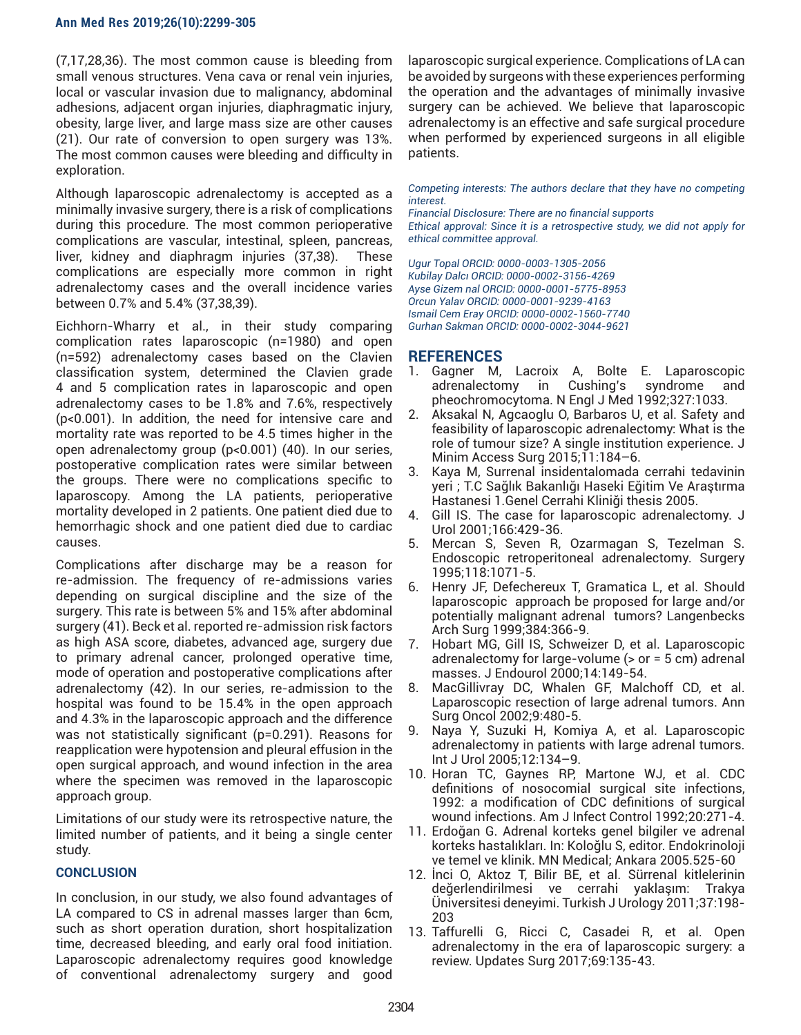(7,17,28,36). The most common cause is bleeding from small venous structures. Vena cava or renal vein injuries, local or vascular invasion due to malignancy, abdominal adhesions, adjacent organ injuries, diaphragmatic injury, obesity, large liver, and large mass size are other causes (21). Our rate of conversion to open surgery was 13%. The most common causes were bleeding and difficulty in exploration.

Although laparoscopic adrenalectomy is accepted as a minimally invasive surgery, there is a risk of complications during this procedure. The most common perioperative complications are vascular, intestinal, spleen, pancreas, liver, kidney and diaphragm injuries (37,38). These complications are especially more common in right adrenalectomy cases and the overall incidence varies between 0.7% and 5.4% (37,38,39).

Eichhorn-Wharry et al., in their study comparing complication rates laparoscopic (n=1980) and open (n=592) adrenalectomy cases based on the Clavien classification system, determined the Clavien grade 4 and 5 complication rates in laparoscopic and open adrenalectomy cases to be 1.8% and 7.6%, respectively (p<0.001). In addition, the need for intensive care and mortality rate was reported to be 4.5 times higher in the open adrenalectomy group (p<0.001) (40). In our series, postoperative complication rates were similar between the groups. There were no complications specific to laparoscopy. Among the LA patients, perioperative mortality developed in 2 patients. One patient died due to hemorrhagic shock and one patient died due to cardiac causes.

Complications after discharge may be a reason for re-admission. The frequency of re-admissions varies depending on surgical discipline and the size of the surgery. This rate is between 5% and 15% after abdominal surgery (41). Beck et al. reported re-admission risk factors as high ASA score, diabetes, advanced age, surgery due to primary adrenal cancer, prolonged operative time, mode of operation and postoperative complications after adrenalectomy (42). In our series, re-admission to the hospital was found to be 15.4% in the open approach and 4.3% in the laparoscopic approach and the difference was not statistically significant (p=0.291). Reasons for reapplication were hypotension and pleural effusion in the open surgical approach, and wound infection in the area where the specimen was removed in the laparoscopic approach group.

Limitations of our study were its retrospective nature, the limited number of patients, and it being a single center study.

## CONCLUSION

In conclusion, in our study, we also found advantages of LA compared to CS in adrenal masses larger than 6cm, such as short operation duration, short hospitalization time, decreased bleeding, and early oral food initiation. Laparoscopic adrenalectomy requires good knowledge of conventional adrenalectomy surgery and good laparoscopic surgical experience. Complications of LA can be avoided by surgeons with these experiences performing the operation and the advantages of minimally invasive surgery can be achieved. We believe that laparoscopic adrenalectomy is an effective and safe surgical procedure when performed by experienced surgeons in all eligible patients.

*Competing interests: The authors declare that they have no competing interest.*
*Financial Disclosure: There are no financial supports*
*Ethical approval: Since it is a retrospective study, we did not apply for ethical committee approval.*

*Ugur Topal ORCID: 0000-0003-1305-2056*
*Kubilay Dalcı ORCID: 0000-0002-3156-4269*
*Ayse Gizem nal ORCID: 0000-0001-5775-8953*
*Orcun Yalav ORCID: 0000-0001-9239-4163*
*Ismail Cem Eray ORCID: 0000-0002-1560-7740*
*Gurhan Sakman ORCID: 0000-0002-3044-9621*

## REFERENCES

1. Gagner M, Lacroix A, Bolte E. Laparoscopic adrenalectomy in Cushing's syndrome and pheochromocytoma. N Engl J Med 1992;327:1033.
2. Aksakal N, Agcaoglu O, Barbaros U, et al. Safety and feasibility of laparoscopic adrenalectomy: What is the role of tumour size? A single institution experience. J Minim Access Surg 2015;11:184–6.
3. Kaya M, Surrenal insidentalomada cerrahi tedavinin yeri ; T.C Sağlık Bakanlığı Haseki Eğitim Ve Araştırma Hastanesi 1.Genel Cerrahi Kliniği thesis 2005.
4. Gill IS. The case for laparoscopic adrenalectomy. J Urol 2001;166:429-36.
5. Mercan S, Seven R, Ozarmagan S, Tezelman S. Endoscopic retroperitoneal adrenalectomy. Surgery 1995;118:1071-5.
6. Henry JF, Defechereux T, Gramatica L, et al. Should laparoscopic approach be proposed for large and/or potentially malignant adrenal tumors? Langenbecks Arch Surg 1999;384:366-9.
7. Hobart MG, Gill IS, Schweizer D, et al. Laparoscopic adrenalectomy for large-volume (> or = 5 cm) adrenal masses. J Endourol 2000;14:149-54.
8. MacGillivray DC, Whalen GF, Malchoff CD, et al. Laparoscopic resection of large adrenal tumors. Ann Surg Oncol 2002;9:480-5.
9. Naya Y, Suzuki H, Komiya A, et al. Laparoscopic adrenalectomy in patients with large adrenal tumors. Int J Urol 2005;12:134–9.
10. Horan TC, Gaynes RP, Martone WJ, et al. CDC definitions of nosocomial surgical site infections, 1992: a modification of CDC definitions of surgical wound infections. Am J Infect Control 1992;20:271-4.
11. Erdoğan G. Adrenal korteks genel bilgiler ve adrenal korteks hastalıkları. In: Koloğlu S, editor. Endokrinoloji ve temel ve klinik. MN Medical; Ankara 2005.525-60
12. İnci O, Aktoz T, Bilir BE, et al. Sürrenal kitlelerinin değerlendirilmesi ve cerrahi yaklaşım: Trakya Üniversitesi deneyimi. Turkish J Urology 2011;37:198-203
13. Taffurelli G, Ricci C, Casadei R, et al. Open adrenalectomy in the era of laparoscopic surgery: a review. Updates Surg 2017;69:135-43.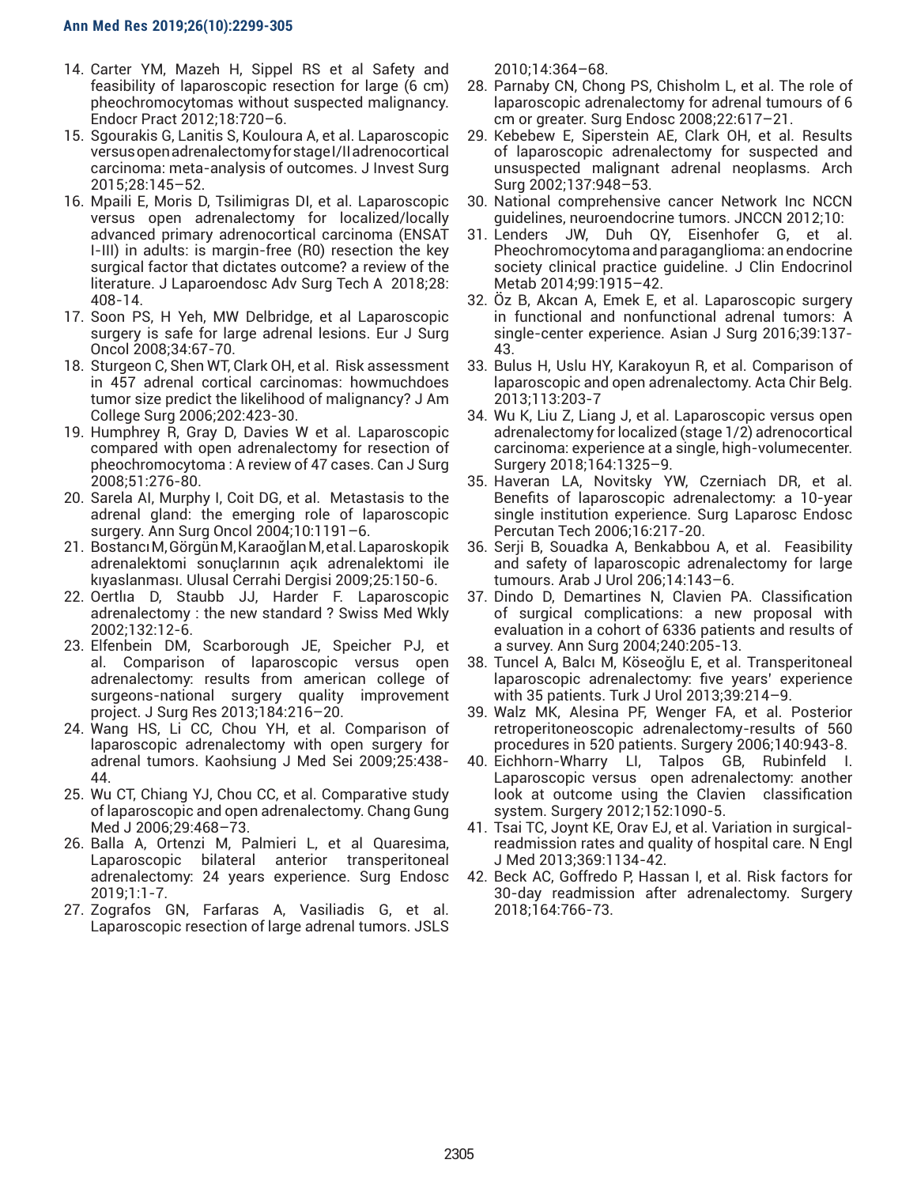14. Carter YM, Mazeh H, Sippel RS et al Safety and feasibility of laparoscopic resection for large (6 cm) pheochromocytomas without suspected malignancy. Endocr Pract 2012;18:720–6.
15. Sgourakis G, Lanitis S, Kouloura A, et al. Laparoscopic versus open adrenalectomy for stage I/II adrenocortical carcinoma: meta-analysis of outcomes. J Invest Surg 2015;28:145–52.
16. Mpaili E, Moris D, Tsilimigras DI, et al. Laparoscopic versus open adrenalectomy for localized/locally advanced primary adrenocortical carcinoma (ENSAT I-III) in adults: is margin-free (R0) resection the key surgical factor that dictates outcome? a review of the literature. J Laparoendosc Adv Surg Tech A 2018;28: 408-14.
17. Soon PS, H Yeh, MW Delbridge, et al Laparoscopic surgery is safe for large adrenal lesions. Eur J Surg Oncol 2008;34:67-70.
18. Sturgeon C, Shen WT, Clark OH, et al. Risk assessment in 457 adrenal cortical carcinomas: howmuchdoes tumor size predict the likelihood of malignancy? J Am College Surg 2006;202:423-30.
19. Humphrey R, Gray D, Davies W et al. Laparoscopic compared with open adrenalectomy for resection of pheochromocytoma : A review of 47 cases. Can J Surg 2008;51:276-80.
20. Sarela AI, Murphy I, Coit DG, et al. Metastasis to the adrenal gland: the emerging role of laparoscopic surgery. Ann Surg Oncol 2004;10:1191–6.
21. Bostancı M, Görgün M, Karaoğlan M, et al. Laparoskopik adrenalektomi sonuçlarının açık adrenalektomi ile kıyaslanması. Ulusal Cerrahi Dergisi 2009;25:150-6.
22. Oertlıa D, Staubb JJ, Harder F. Laparoscopic adrenalectomy : the new standard ? Swiss Med Wkly 2002;132:12-6.
23. Elfenbein DM, Scarborough JE, Speicher PJ, et al. Comparison of laparoscopic versus open adrenalectomy: results from american college of surgeons-national surgery quality improvement project. J Surg Res 2013;184:216–20.
24. Wang HS, Li CC, Chou YH, et al. Comparison of laparoscopic adrenalectomy with open surgery for adrenal tumors. Kaohsiung J Med Sei 2009;25:438-44.
25. Wu CT, Chiang YJ, Chou CC, et al. Comparative study of laparoscopic and open adrenalectomy. Chang Gung Med J 2006;29:468–73.
26. Balla A, Ortenzi M, Palmieri L, et al Quaresima, Laparoscopic bilateral anterior transperitoneal adrenalectomy: 24 years experience. Surg Endosc 2019;1:1-7.
27. Zografos GN, Farfaras A, Vasiliadis G, et al. Laparoscopic resection of large adrenal tumors. JSLS 2010;14:364–68.
28. Parnaby CN, Chong PS, Chisholm L, et al. The role of laparoscopic adrenalectomy for adrenal tumours of 6 cm or greater. Surg Endosc 2008;22:617–21.
29. Kebebew E, Siperstein AE, Clark OH, et al. Results of laparoscopic adrenalectomy for suspected and unsuspected malignant adrenal neoplasms. Arch Surg 2002;137:948–53.
30. National comprehensive cancer Network Inc NCCN guidelines, neuroendocrine tumors. JNCCN 2012;10:
31. Lenders JW, Duh QY, Eisenhofer G, et al. Pheochromocytoma and paraganglioma: an endocrine society clinical practice guideline. J Clin Endocrinol Metab 2014;99:1915–42.
32. Öz B, Akcan A, Emek E, et al. Laparoscopic surgery in functional and nonfunctional adrenal tumors: A single-center experience. Asian J Surg 2016;39:137-43.
33. Bulus H, Uslu HY, Karakoyun R, et al. Comparison of laparoscopic and open adrenalectomy. Acta Chir Belg. 2013;113:203-7
34. Wu K, Liu Z, Liang J, et al. Laparoscopic versus open adrenalectomy for localized (stage 1/2) adrenocortical carcinoma: experience at a single, high-volumecenter. Surgery 2018;164:1325–9.
35. Haveran LA, Novitsky YW, Czerniach DR, et al. Benefits of laparoscopic adrenalectomy: a 10-year single institution experience. Surg Laparosc Endosc Percutan Tech 2006;16:217-20.
36. Serji B, Souadka A, Benkabbou A, et al. Feasibility and safety of laparoscopic adrenalectomy for large tumours. Arab J Urol 206;14:143–6.
37. Dindo D, Demartines N, Clavien PA. Classification of surgical complications: a new proposal with evaluation in a cohort of 6336 patients and results of a survey. Ann Surg 2004;240:205-13.
38. Tuncel A, Balcı M, Köseoğlu E, et al. Transperitoneal laparoscopic adrenalectomy: five years' experience with 35 patients. Turk J Urol 2013;39:214–9.
39. Walz MK, Alesina PF, Wenger FA, et al. Posterior retroperitoneoscopic adrenalectomy-results of 560 procedures in 520 patients. Surgery 2006;140:943-8.
40. Eichhorn-Wharry LI, Talpos GB, Rubinfeld I. Laparoscopic versus open adrenalectomy: another look at outcome using the Clavien classification system. Surgery 2012;152:1090-5.
41. Tsai TC, Joynt KE, Orav EJ, et al. Variation in surgical-readmission rates and quality of hospital care. N Engl J Med 2013;369:1134-42.
42. Beck AC, Goffredo P, Hassan I, et al. Risk factors for 30-day readmission after adrenalectomy. Surgery 2018;164:766-73.